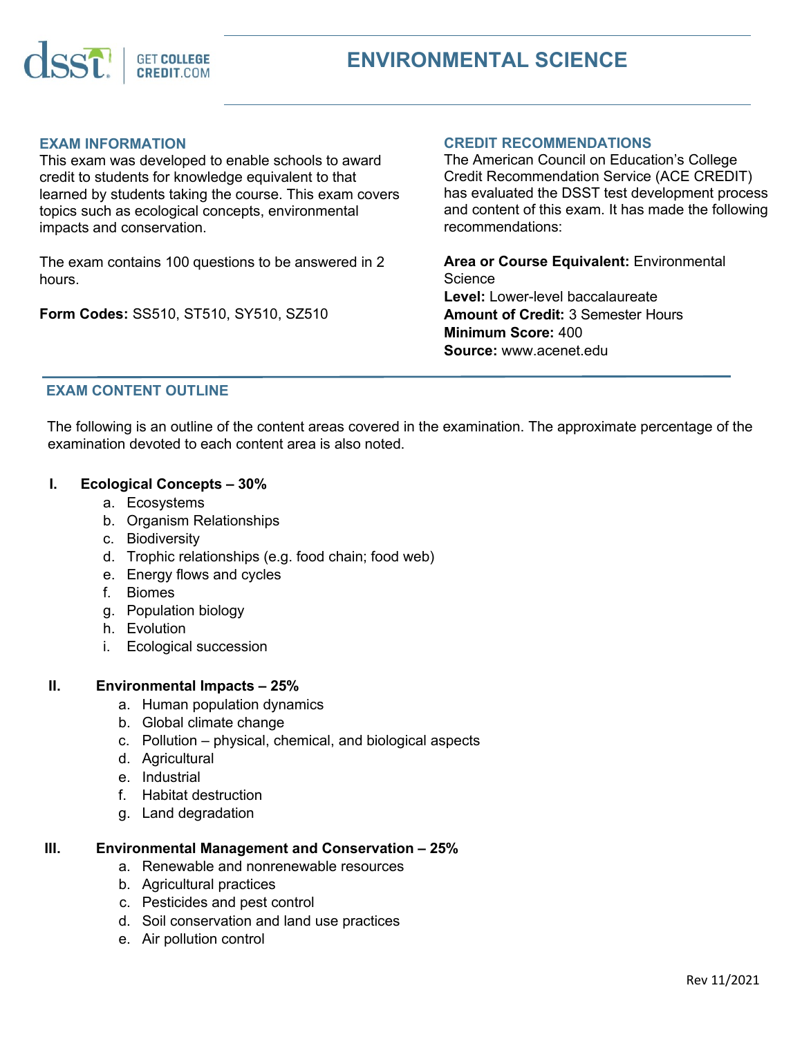# ENVIRONMENTAL SCIENCE

## EXAM INFORMATION

This exam was developed to enable schools to award credit to students for knowledge equivalent to that learned by students taking the course. This exam covers topics such as ecological concepts, environmental impacts and conservation.

The exam contains 100 questions to be answered in 2 hours.

**Form Codes:** SS510, ST510, SY510, SZ510

## CREDIT RECOMMENDATIONS

The American Council on Education's College Credit Recommendation Service (ACE CREDIT) has evaluated the DSST test development process and content of this exam. It has made the following recommendations:

**Area or Course Equivalent:** Environmental Science
**Level:** Lower-level baccalaureate
**Amount of Credit:** 3 Semester Hours
**Minimum Score:** 400
**Source:** www.acenet.edu

## EXAM CONTENT OUTLINE

The following is an outline of the content areas covered in the examination. The approximate percentage of the examination devoted to each content area is also noted.

**I. Ecological Concepts – 30%**

a. Ecosystems
b. Organism Relationships
c. Biodiversity
d. Trophic relationships (e.g. food chain; food web)
e. Energy flows and cycles
f. Biomes
g. Population biology
h. Evolution
i. Ecological succession

**II. Environmental Impacts – 25%**

a. Human population dynamics
b. Global climate change
c. Pollution – physical, chemical, and biological aspects
d. Agricultural
e. Industrial
f. Habitat destruction
g. Land degradation

**III. Environmental Management and Conservation – 25%**

a. Renewable and nonrenewable resources
b. Agricultural practices
c. Pesticides and pest control
d. Soil conservation and land use practices
e. Air pollution control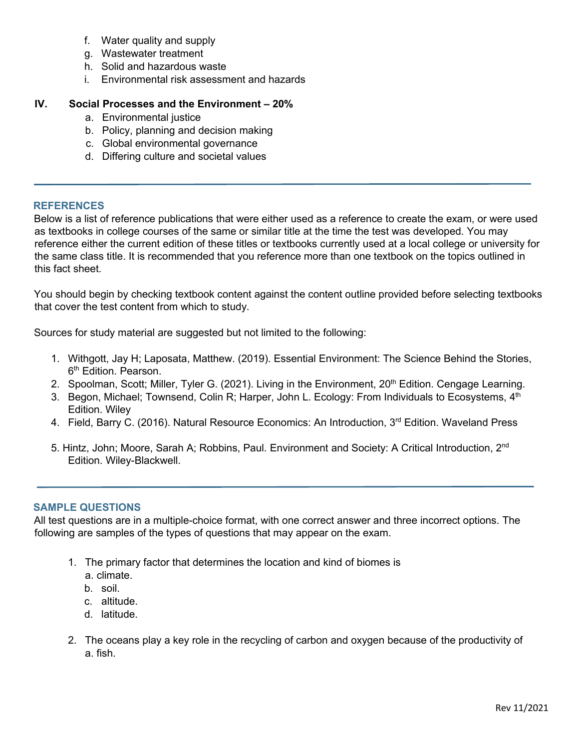f. Water quality and supply
g. Wastewater treatment
h. Solid and hazardous waste
i. Environmental risk assessment and hazards

**IV. Social Processes and the Environment – 20%**

a. Environmental justice
b. Policy, planning and decision making
c. Global environmental governance
d. Differing culture and societal values

---

## REFERENCES

Below is a list of reference publications that were either used as a reference to create the exam, or were used as textbooks in college courses of the same or similar title at the time the test was developed. You may reference either the current edition of these titles or textbooks currently used at a local college or university for the same class title. It is recommended that you reference more than one textbook on the topics outlined in this fact sheet.

You should begin by checking textbook content against the content outline provided before selecting textbooks that cover the test content from which to study.

Sources for study material are suggested but not limited to the following:

1. Withgott, Jay H; Laposata, Matthew. (2019). Essential Environment: The Science Behind the Stories, 6th Edition. Pearson.
2. Spoolman, Scott; Miller, Tyler G. (2021). Living in the Environment, 20th Edition. Cengage Learning.
3. Begon, Michael; Townsend, Colin R; Harper, John L. Ecology: From Individuals to Ecosystems, 4th Edition. Wiley
4. Field, Barry C. (2016). Natural Resource Economics: An Introduction, 3rd Edition. Waveland Press
5. Hintz, John; Moore, Sarah A; Robbins, Paul. Environment and Society: A Critical Introduction, 2nd Edition. Wiley-Blackwell.

---

## SAMPLE QUESTIONS

All test questions are in a multiple-choice format, with one correct answer and three incorrect options. The following are samples of the types of questions that may appear on the exam.

1. The primary factor that determines the location and kind of biomes is
   a. climate.
   b. soil.
   c. altitude.
   d. latitude.

2. The oceans play a key role in the recycling of carbon and oxygen because of the productivity of
   a. fish.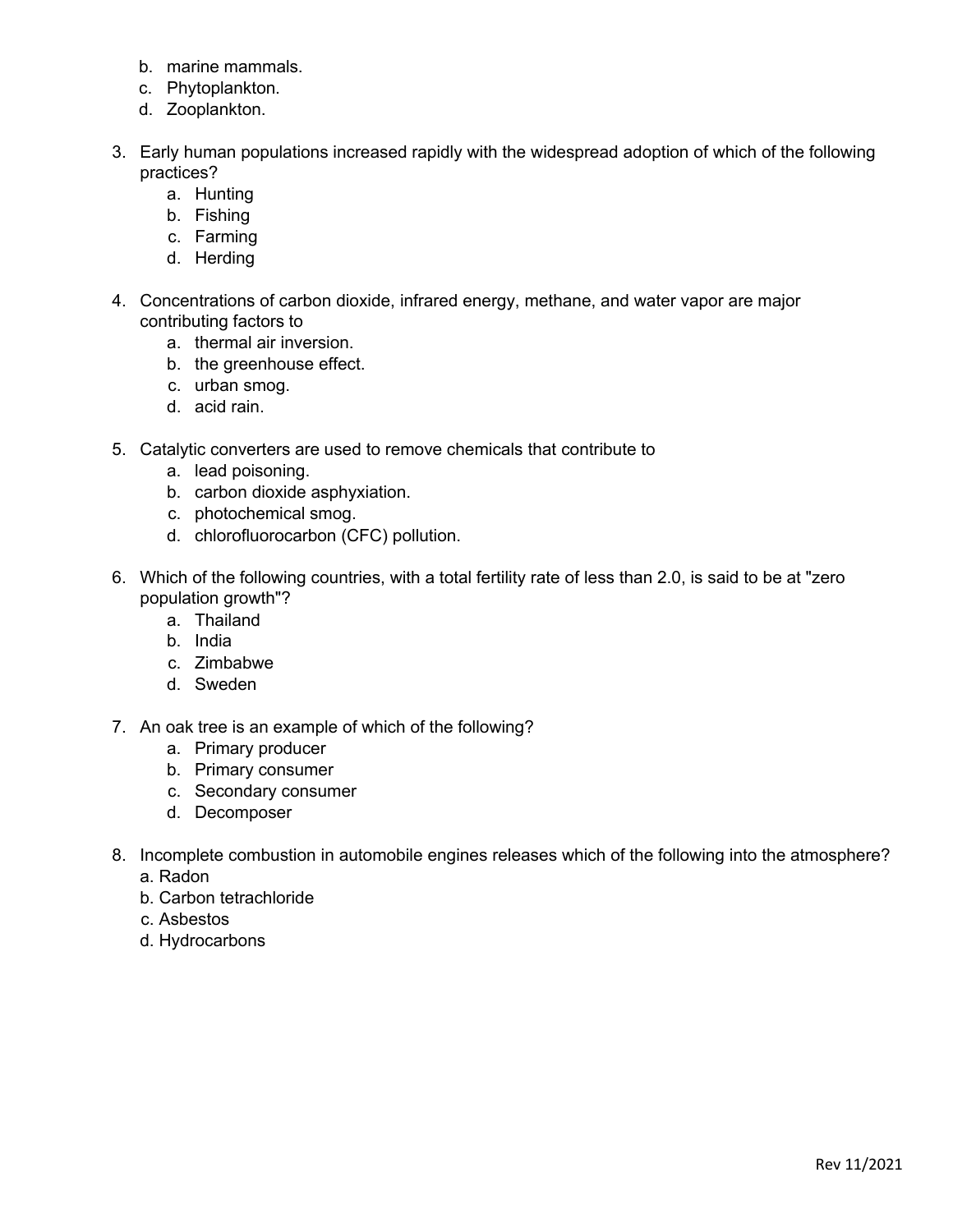b. marine mammals.
c. Phytoplankton.
d. Zooplankton.

3. Early human populations increased rapidly with the widespread adoption of which of the following practices?
   a. Hunting
   b. Fishing
   c. Farming
   d. Herding

4. Concentrations of carbon dioxide, infrared energy, methane, and water vapor are major contributing factors to
   a. thermal air inversion.
   b. the greenhouse effect.
   c. urban smog.
   d. acid rain.

5. Catalytic converters are used to remove chemicals that contribute to
   a. lead poisoning.
   b. carbon dioxide asphyxiation.
   c. photochemical smog.
   d. chlorofluorocarbon (CFC) pollution.

6. Which of the following countries, with a total fertility rate of less than 2.0, is said to be at "zero population growth"?
   a. Thailand
   b. India
   c. Zimbabwe
   d. Sweden

7. An oak tree is an example of which of the following?
   a. Primary producer
   b. Primary consumer
   c. Secondary consumer
   d. Decomposer

8. Incomplete combustion in automobile engines releases which of the following into the atmosphere?
   a. Radon
   b. Carbon tetrachloride
   c. Asbestos
   d. Hydrocarbons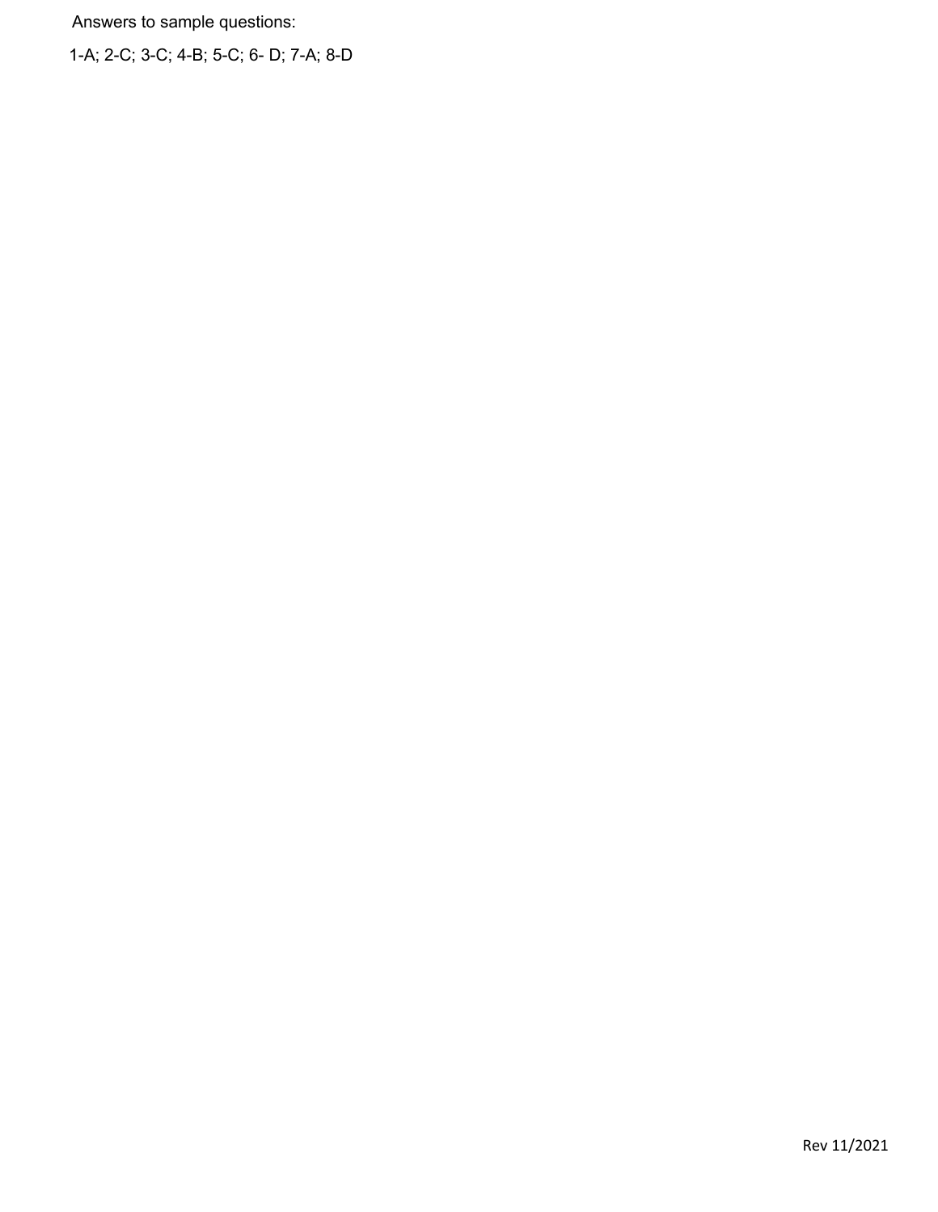Answers to sample questions:

1-A; 2-C; 3-C; 4-B; 5-C; 6- D; 7-A; 8-D

Rev 11/2021